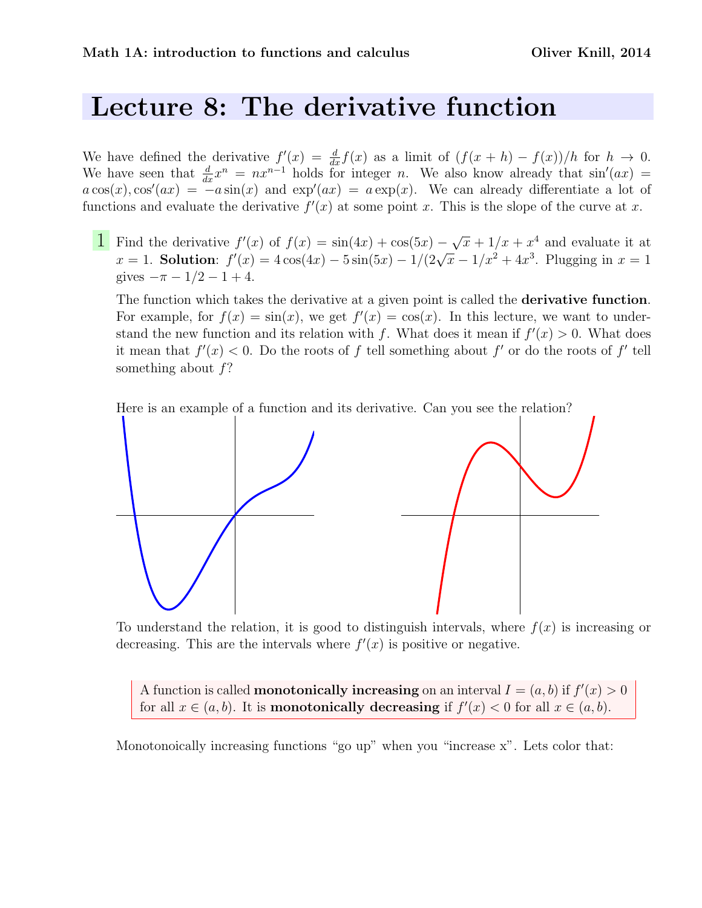Math 1A: introduction to functions and calculus — Oliver Knill, 2014

# Lecture 8: The derivative function

We have defined the derivative $f'(x) = \frac{d}{dx} f(x)$ as a limit of $(f(x+h) - f(x))/h$ for $h \to 0$. We have seen that $\frac{d}{dx} x^n = nx^{n-1}$ holds for integer $n$. We also know already that $\sin'(ax) = a\cos(x), \cos'(ax) = -a\sin(x)$ and $\exp'(ax) = a\exp(x)$. We can already differentiate a lot of functions and evaluate the derivative $f'(x)$ at some point $x$. This is the slope of the curve at $x$.

**1** Find the derivative $f'(x)$ of $f(x) = \sin(4x) + \cos(5x) - \sqrt{x} + 1/x + x^4$ and evaluate it at $x = 1$. **Solution**: $f'(x) = 4\cos(4x) - 5\sin(5x) - 1/(2\sqrt{x} - 1/x^2 + 4x^3$. Plugging in $x = 1$ gives $-\pi - 1/2 - 1 + 4$.

The function which takes the derivative at a given point is called the **derivative function**. For example, for $f(x) = \sin(x)$, we get $f'(x) = \cos(x)$. In this lecture, we want to understand the new function and its relation with $f$. What does it mean if $f'(x) > 0$. What does it mean that $f'(x) < 0$. Do the roots of $f$ tell something about $f'$ or do the roots of $f'$ tell something about $f$?

Here is an example of a function and its derivative. Can you see the relation?

To understand the relation, it is good to distinguish intervals, where $f(x)$ is increasing or decreasing. This are the intervals where $f'(x)$ is positive or negative.

> A function is called **monotonically increasing** on an interval $I = (a, b)$ if $f'(x) > 0$ for all $x \in (a, b)$. It is **monotonically decreasing** if $f'(x) < 0$ for all $x \in (a, b)$.

Monotonoically increasing functions "go up" when you "increase x". Lets color that: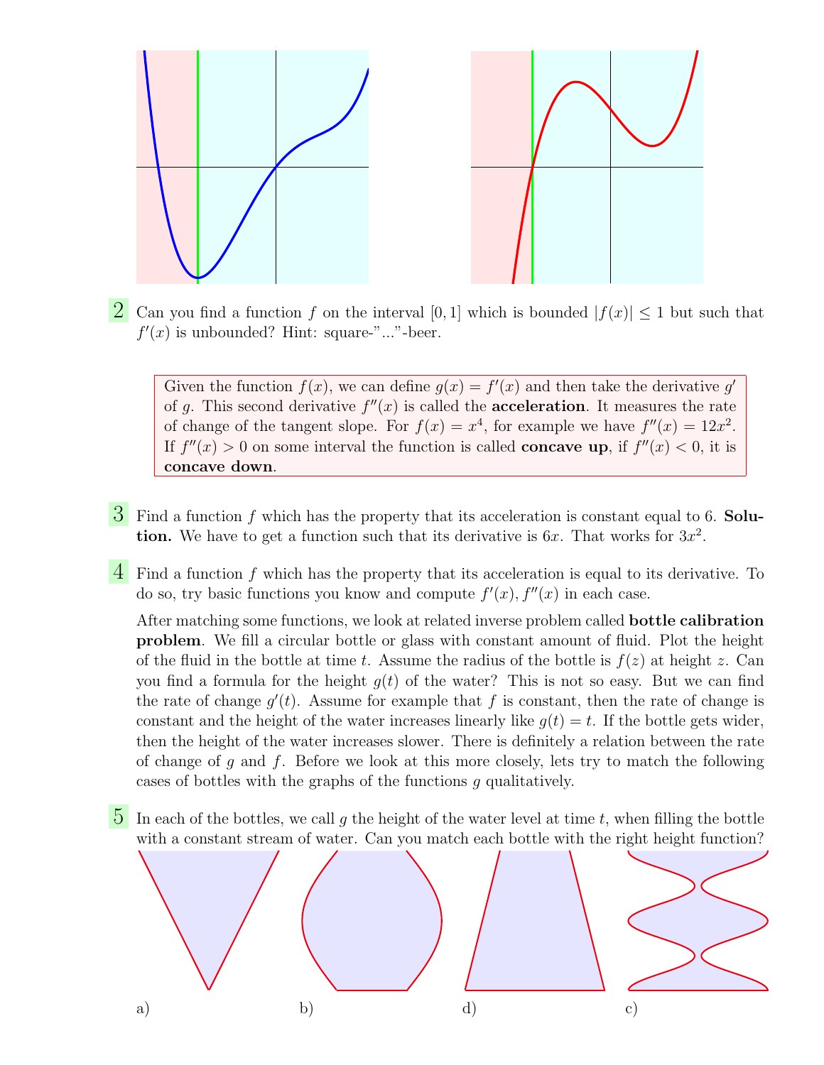**2** Can you find a function $f$ on the interval $[0,1]$ which is bounded $|f(x)| \leq 1$ but such that $f'(x)$ is unbounded? Hint: square-"..."-beer.

> Given the function $f(x)$, we can define $g(x) = f'(x)$ and then take the derivative $g'$ of $g$. This second derivative $f''(x)$ is called the **acceleration**. It measures the rate of change of the tangent slope. For $f(x) = x^4$, for example we have $f''(x) = 12x^2$. If $f''(x) > 0$ on some interval the function is called **concave up**, if $f''(x) < 0$, it is **concave down**.

**3** Find a function $f$ which has the property that its acceleration is constant equal to 6. **Solution.** We have to get a function such that its derivative is $6x$. That works for $3x^2$.

**4** Find a function $f$ which has the property that its acceleration is equal to its derivative. To do so, try basic functions you know and compute $f'(x), f''(x)$ in each case.

After matching some functions, we look at related inverse problem called **bottle calibration problem**. We fill a circular bottle or glass with constant amount of fluid. Plot the height of the fluid in the bottle at time $t$. Assume the radius of the bottle is $f(z)$ at height $z$. Can you find a formula for the height $g(t)$ of the water? This is not so easy. But we can find the rate of change $g'(t)$. Assume for example that $f$ is constant, then the rate of change is constant and the height of the water increases linearly like $g(t) = t$. If the bottle gets wider, then the height of the water increases slower. There is definitely a relation between the rate of change of $g$ and $f$. Before we look at this more closely, lets try to match the following cases of bottles with the graphs of the functions $g$ qualitatively.

**5** In each of the bottles, we call $g$ the height of the water level at time $t$, when filling the bottle with a constant stream of water. Can you match each bottle with the right height function?

a) b) d) c)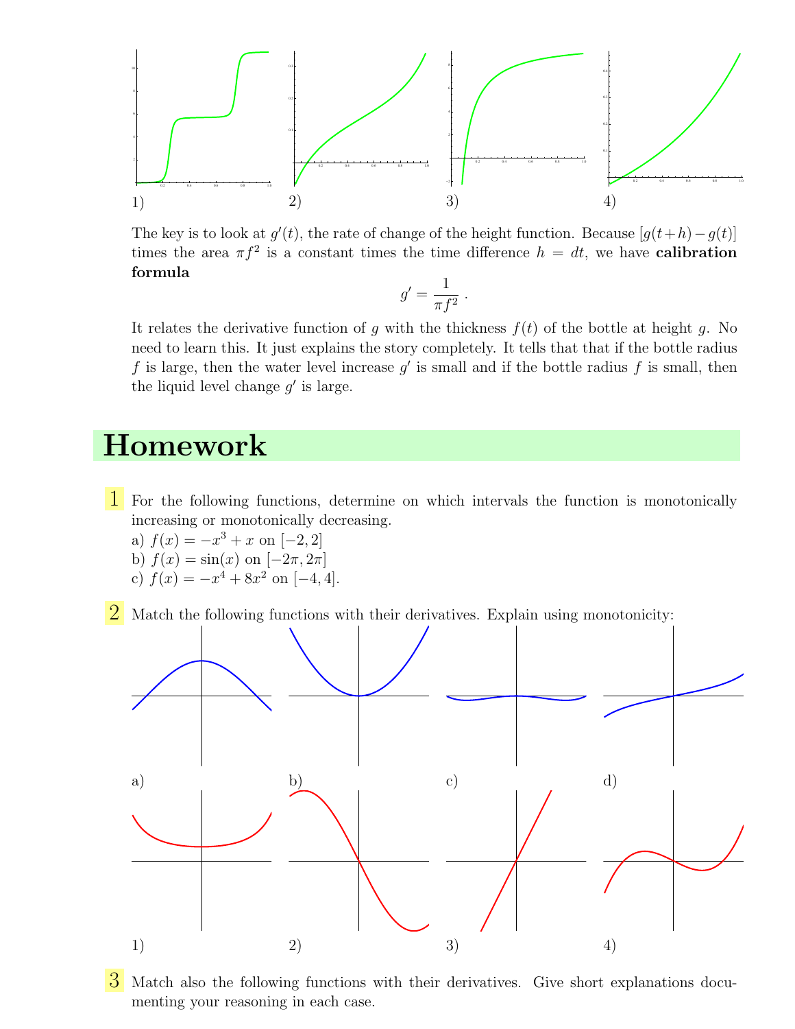1)

2)

3)

4)

The key is to look at $g'(t)$, the rate of change of the height function. Because $[g(t+h)-g(t)]$ times the area $\pi f^2$ is a constant times the time difference $h = dt$, we have **calibration formula**

$$g' = \frac{1}{\pi f^2} \; .$$

It relates the derivative function of $g$ with the thickness $f(t)$ of the bottle at height $g$. No need to learn this. It just explains the story completely. It tells that that if the bottle radius $f$ is large, then the water level increase $g'$ is small and if the bottle radius $f$ is small, then the liquid level change $g'$ is large.

# Homework

**1** For the following functions, determine on which intervals the function is monotonically increasing or monotonically decreasing.

a) $f(x) = -x^3 + x$ on $[-2, 2]$

b) $f(x) = \sin(x)$ on $[-2\pi, 2\pi]$

c) $f(x) = -x^4 + 8x^2$ on $[-4, 4]$.

**2** Match the following functions with their derivatives. Explain using monotonicity:

a)

b)

c)

d)

1)

2)

3)

4)

**3** Match also the following functions with their derivatives. Give short explanations documenting your reasoning in each case.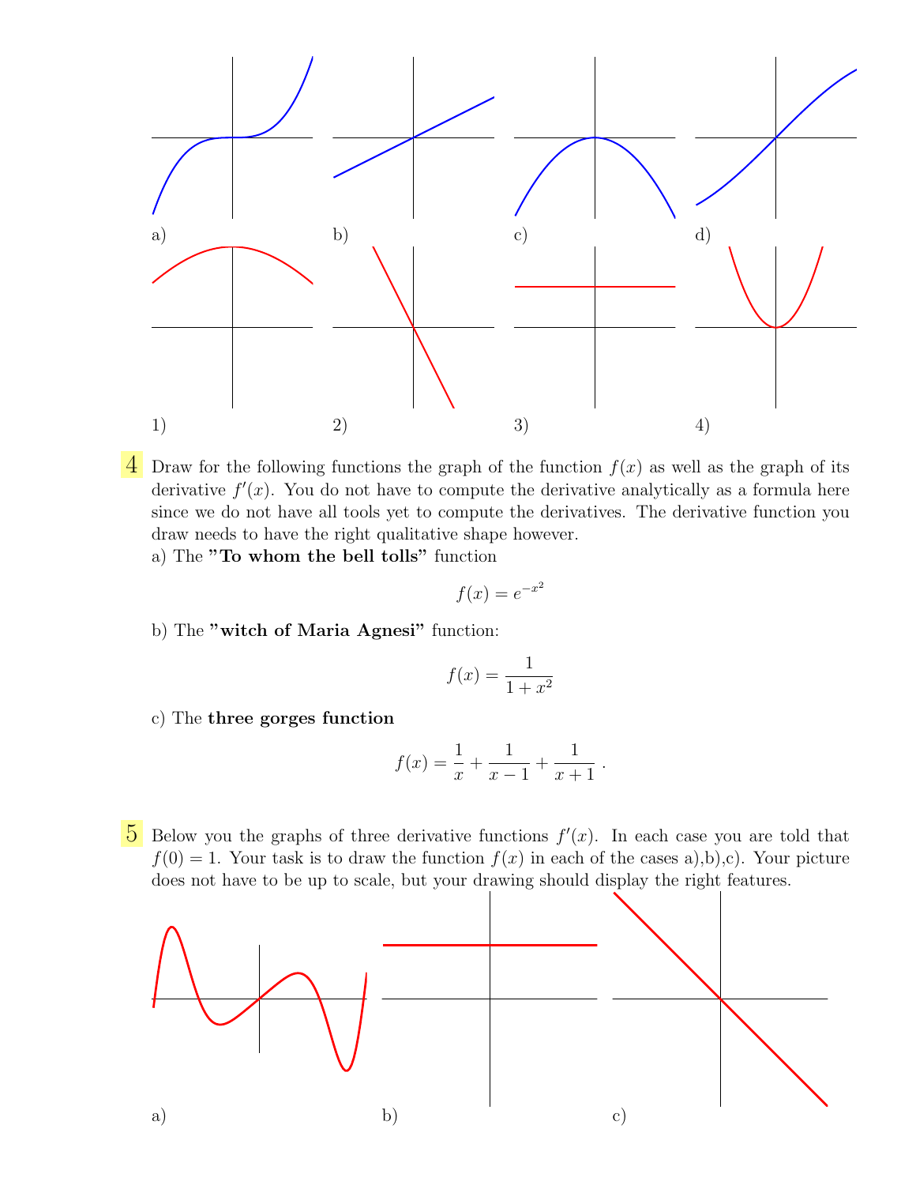a) b) c) d)

1) 2) 3) 4)

**4** Draw for the following functions the graph of the function $f(x)$ as well as the graph of its derivative $f'(x)$. You do not have to compute the derivative analytically as a formula here since we do not have all tools yet to compute the derivatives. The derivative function you draw needs to have the right qualitative shape however.

a) The **"To whom the bell tolls"** function

$$f(x) = e^{-x^2}$$

b) The **"witch of Maria Agnesi"** function:

$$f(x) = \frac{1}{1+x^2}$$

c) The **three gorges function**

$$f(x) = \frac{1}{x} + \frac{1}{x-1} + \frac{1}{x+1} .$$

**5** Below you the graphs of three derivative functions $f'(x)$. In each case you are told that $f(0) = 1$. Your task is to draw the function $f(x)$ in each of the cases a),b),c). Your picture does not have to be up to scale, but your drawing should display the right features.

a) b) c)